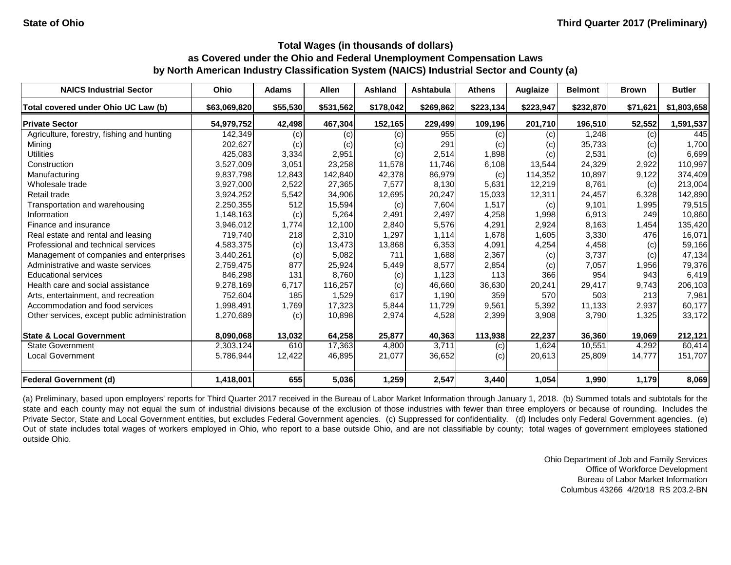State of Ohio

Third Quarter 2017 (Preliminary)

### Total Wages (in thousands of dollars) as Covered under the Ohio and Federal Unemployment Compensation Laws by North American Industry Classification System (NAICS) Industrial Sector and County (a)

| NAICS Industrial Sector | Ohio | Adams | Allen | Ashland | Ashtabula | Athens | Auglaize | Belmont | Brown | Butler |
|---|---|---|---|---|---|---|---|---|---|---|
| **Total covered under Ohio UC Law (b)** | **$63,069,820** | **$55,530** | **$531,562** | **$178,042** | **$269,862** | **$223,134** | **$223,947** | **$232,870** | **$71,621** | **$1,803,658** |
| **Private Sector** | **54,979,752** | **42,498** | **467,304** | **152,165** | **229,499** | **109,196** | **201,710** | **196,510** | **52,552** | **1,591,537** |
| Agriculture, forestry, fishing and hunting | 142,349 | (c) | (c) | (c) | 955 | (c) | (c) | 1,248 | (c) | 445 |
| Mining | 202,627 | (c) | (c) | (c) | 291 | (c) | (c) | 35,733 | (c) | 1,700 |
| Utilities | 425,083 | 3,334 | 2,951 | (c) | 2,514 | 1,898 | (c) | 2,531 | (c) | 6,699 |
| Construction | 3,527,009 | 3,051 | 23,258 | 11,578 | 11,746 | 6,108 | 13,544 | 24,329 | 2,922 | 110,997 |
| Manufacturing | 9,837,798 | 12,843 | 142,840 | 42,378 | 86,979 | (c) | 114,352 | 10,897 | 9,122 | 374,409 |
| Wholesale trade | 3,927,000 | 2,522 | 27,365 | 7,577 | 8,130 | 5,631 | 12,219 | 8,761 | (c) | 213,004 |
| Retail trade | 3,924,252 | 5,542 | 34,906 | 12,695 | 20,247 | 15,033 | 12,311 | 24,457 | 6,328 | 142,890 |
| Transportation and warehousing | 2,250,355 | 512 | 15,594 | (c) | 7,604 | 1,517 | (c) | 9,101 | 1,995 | 79,515 |
| Information | 1,148,163 | (c) | 5,264 | 2,491 | 2,497 | 4,258 | 1,998 | 6,913 | 249 | 10,860 |
| Finance and insurance | 3,946,012 | 1,774 | 12,100 | 2,840 | 5,576 | 4,291 | 2,924 | 8,163 | 1,454 | 135,420 |
| Real estate and rental and leasing | 719,740 | 218 | 2,310 | 1,297 | 1,114 | 1,678 | 1,605 | 3,330 | 476 | 16,071 |
| Professional and technical services | 4,583,375 | (c) | 13,473 | 13,868 | 6,353 | 4,091 | 4,254 | 4,458 | (c) | 59,166 |
| Management of companies and enterprises | 3,440,261 | (c) | 5,082 | 711 | 1,688 | 2,367 | (c) | 3,737 | (c) | 47,134 |
| Administrative and waste services | 2,759,475 | 877 | 25,924 | 5,449 | 8,577 | 2,854 | (c) | 7,057 | 1,956 | 79,376 |
| Educational services | 846,298 | 131 | 8,760 | (c) | 1,123 | 113 | 366 | 954 | 943 | 6,419 |
| Health care and social assistance | 9,278,169 | 6,717 | 116,257 | (c) | 46,660 | 36,630 | 20,241 | 29,417 | 9,743 | 206,103 |
| Arts, entertainment, and recreation | 752,604 | 185 | 1,529 | 617 | 1,190 | 359 | 570 | 503 | 213 | 7,981 |
| Accommodation and food services | 1,998,491 | 1,769 | 17,323 | 5,844 | 11,729 | 9,561 | 5,392 | 11,133 | 2,937 | 60,177 |
| Other services, except public administration | 1,270,689 | (c) | 10,898 | 2,974 | 4,528 | 2,399 | 3,908 | 3,790 | 1,325 | 33,172 |
| **State & Local Government** | **8,090,068** | **13,032** | **64,258** | **25,877** | **40,363** | **113,938** | **22,237** | **36,360** | **19,069** | **212,121** |
| State Government | 2,303,124 | 610 | 17,363 | 4,800 | 3,711 | (c) | 1,624 | 10,551 | 4,292 | 60,414 |
| Local Government | 5,786,944 | 12,422 | 46,895 | 21,077 | 36,652 | (c) | 20,613 | 25,809 | 14,777 | 151,707 |
| **Federal Government (d)** | **1,418,001** | **655** | **5,036** | **1,259** | **2,547** | **3,440** | **1,054** | **1,990** | **1,179** | **8,069** |

(a) Preliminary, based upon employers' reports for Third Quarter 2017 received in the Bureau of Labor Market Information through January 1, 2018. (b) Summed totals and subtotals for the state and each county may not equal the sum of industrial divisions because of the exclusion of those industries with fewer than three employers or because of rounding. Includes the Private Sector, State and Local Government entities, but excludes Federal Government agencies. (c) Suppressed for confidentiality. (d) Includes only Federal Government agencies. (e) Out of state includes total wages of workers employed in Ohio, who report to a base outside Ohio, and are not classifiable by county; total wages of government employees stationed outside Ohio.

Ohio Department of Job and Family Services
Office of Workforce Development
Bureau of Labor Market Information
Columbus 43266 4/20/18 RS 203.2-BN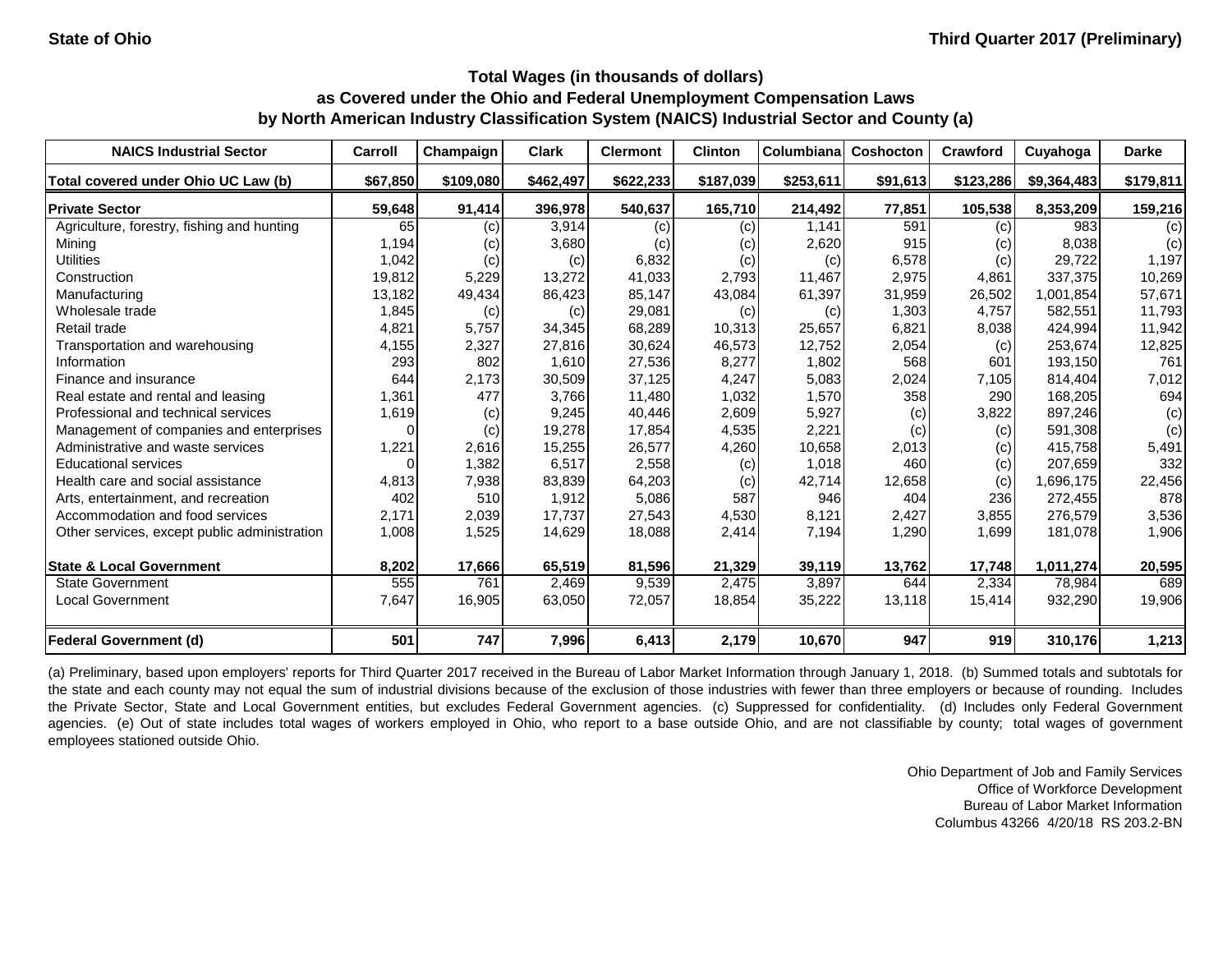State of Ohio — Third Quarter 2017 (Preliminary)

### Total Wages (in thousands of dollars) as Covered under the Ohio and Federal Unemployment Compensation Laws by North American Industry Classification System (NAICS) Industrial Sector and County (a)

| NAICS Industrial Sector | Carroll | Champaign | Clark | Clermont | Clinton | Columbiana | Coshocton | Crawford | Cuyahoga | Darke |
|---|---|---|---|---|---|---|---|---|---|---|
| Total covered under Ohio UC Law (b) | $67,850 | $109,080 | $462,497 | $622,233 | $187,039 | $253,611 | $91,613 | $123,286 | $9,364,483 | $179,811 |
| **Private Sector** | **59,648** | **91,414** | **396,978** | **540,637** | **165,710** | **214,492** | **77,851** | **105,538** | **8,353,209** | **159,216** |
| Agriculture, forestry, fishing and hunting | 65 | (c) | 3,914 | (c) | (c) | 1,141 | 591 | (c) | 983 | (c) |
| Mining | 1,194 | (c) | 3,680 | (c) | (c) | 2,620 | 915 | (c) | 8,038 | (c) |
| Utilities | 1,042 | (c) | (c) | 6,832 | (c) | (c) | 6,578 | (c) | 29,722 | 1,197 |
| Construction | 19,812 | 5,229 | 13,272 | 41,033 | 2,793 | 11,467 | 2,975 | 4,861 | 337,375 | 10,269 |
| Manufacturing | 13,182 | 49,434 | 86,423 | 85,147 | 43,084 | 61,397 | 31,959 | 26,502 | 1,001,854 | 57,671 |
| Wholesale trade | 1,845 | (c) | (c) | 29,081 | (c) | (c) | 1,303 | 4,757 | 582,551 | 11,793 |
| Retail trade | 4,821 | 5,757 | 34,345 | 68,289 | 10,313 | 25,657 | 6,821 | 8,038 | 424,994 | 11,942 |
| Transportation and warehousing | 4,155 | 2,327 | 27,816 | 30,624 | 46,573 | 12,752 | 2,054 | (c) | 253,674 | 12,825 |
| Information | 293 | 802 | 1,610 | 27,536 | 8,277 | 1,802 | 568 | 601 | 193,150 | 761 |
| Finance and insurance | 644 | 2,173 | 30,509 | 37,125 | 4,247 | 5,083 | 2,024 | 7,105 | 814,404 | 7,012 |
| Real estate and rental and leasing | 1,361 | 477 | 3,766 | 11,480 | 1,032 | 1,570 | 358 | 290 | 168,205 | 694 |
| Professional and technical services | 1,619 | (c) | 9,245 | 40,446 | 2,609 | 5,927 | (c) | 3,822 | 897,246 | (c) |
| Management of companies and enterprises | 0 | (c) | 19,278 | 17,854 | 4,535 | 2,221 | (c) | (c) | 591,308 | (c) |
| Administrative and waste services | 1,221 | 2,616 | 15,255 | 26,577 | 4,260 | 10,658 | 2,013 | (c) | 415,758 | 5,491 |
| Educational services | 0 | 1,382 | 6,517 | 2,558 | (c) | 1,018 | 460 | (c) | 207,659 | 332 |
| Health care and social assistance | 4,813 | 7,938 | 83,839 | 64,203 | (c) | 42,714 | 12,658 | (c) | 1,696,175 | 22,456 |
| Arts, entertainment, and recreation | 402 | 510 | 1,912 | 5,086 | 587 | 946 | 404 | 236 | 272,455 | 878 |
| Accommodation and food services | 2,171 | 2,039 | 17,737 | 27,543 | 4,530 | 8,121 | 2,427 | 3,855 | 276,579 | 3,536 |
| Other services, except public administration | 1,008 | 1,525 | 14,629 | 18,088 | 2,414 | 7,194 | 1,290 | 1,699 | 181,078 | 1,906 |
| **State & Local Government** | **8,202** | **17,666** | **65,519** | **81,596** | **21,329** | **39,119** | **13,762** | **17,748** | **1,011,274** | **20,595** |
| State Government | 555 | 761 | 2,469 | 9,539 | 2,475 | 3,897 | 644 | 2,334 | 78,984 | 689 |
| Local Government | 7,647 | 16,905 | 63,050 | 72,057 | 18,854 | 35,222 | 13,118 | 15,414 | 932,290 | 19,906 |
| **Federal Government (d)** | **501** | **747** | **7,996** | **6,413** | **2,179** | **10,670** | **947** | **919** | **310,176** | **1,213** |

(a) Preliminary, based upon employers' reports for Third Quarter 2017 received in the Bureau of Labor Market Information through January 1, 2018. (b) Summed totals and subtotals for the state and each county may not equal the sum of industrial divisions because of the exclusion of those industries with fewer than three employers or because of rounding. Includes the Private Sector, State and Local Government entities, but excludes Federal Government agencies. (c) Suppressed for confidentiality. (d) Includes only Federal Government agencies. (e) Out of state includes total wages of workers employed in Ohio, who report to a base outside Ohio, and are not classifiable by county; total wages of government employees stationed outside Ohio.

Ohio Department of Job and Family Services
Office of Workforce Development
Bureau of Labor Market Information
Columbus 43266 4/20/18 RS 203.2-BN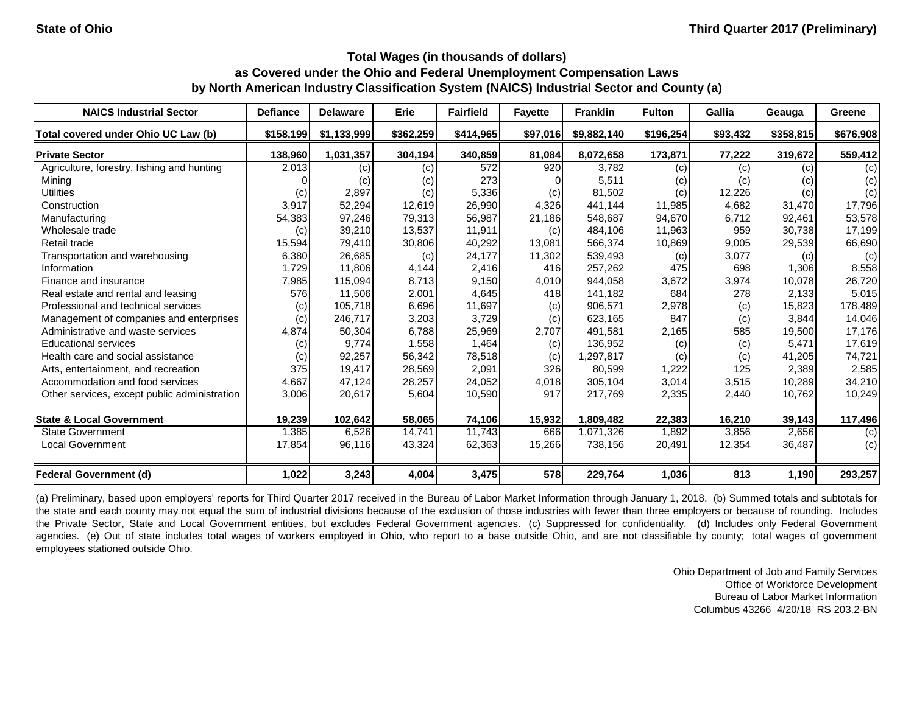**State of Ohio** **Third Quarter 2017 (Preliminary)**

## Total Wages (in thousands of dollars) as Covered under the Ohio and Federal Unemployment Compensation Laws by North American Industry Classification System (NAICS) Industrial Sector and County (a)

| NAICS Industrial Sector | Defiance | Delaware | Erie | Fairfield | Fayette | Franklin | Fulton | Gallia | Geauga | Greene |
|---|---|---|---|---|---|---|---|---|---|---|
| Total covered under Ohio UC Law (b) | $158,199 | $1,133,999 | $362,259 | $414,965 | $97,016 | $9,882,140 | $196,254 | $93,432 | $358,815 | $676,908 |
| **Private Sector** | **138,960** | **1,031,357** | **304,194** | **340,859** | **81,084** | **8,072,658** | **173,871** | **77,222** | **319,672** | **559,412** |
| Agriculture, forestry, fishing and hunting | 2,013 | (c) | (c) | 572 | 920 | 3,782 | (c) | (c) | (c) | (c) |
| Mining | 0 | (c) | (c) | 273 | 0 | 5,511 | (c) | (c) | (c) | (c) |
| Utilities | (c) | 2,897 | (c) | 5,336 | (c) | 81,502 | (c) | 12,226 | (c) | (c) |
| Construction | 3,917 | 52,294 | 12,619 | 26,990 | 4,326 | 441,144 | 11,985 | 4,682 | 31,470 | 17,796 |
| Manufacturing | 54,383 | 97,246 | 79,313 | 56,987 | 21,186 | 548,687 | 94,670 | 6,712 | 92,461 | 53,578 |
| Wholesale trade | (c) | 39,210 | 13,537 | 11,911 | (c) | 484,106 | 11,963 | 959 | 30,738 | 17,199 |
| Retail trade | 15,594 | 79,410 | 30,806 | 40,292 | 13,081 | 566,374 | 10,869 | 9,005 | 29,539 | 66,690 |
| Transportation and warehousing | 6,380 | 26,685 | (c) | 24,177 | 11,302 | 539,493 | (c) | 3,077 | (c) | (c) |
| Information | 1,729 | 11,806 | 4,144 | 2,416 | 416 | 257,262 | 475 | 698 | 1,306 | 8,558 |
| Finance and insurance | 7,985 | 115,094 | 8,713 | 9,150 | 4,010 | 944,058 | 3,672 | 3,974 | 10,078 | 26,720 |
| Real estate and rental and leasing | 576 | 11,506 | 2,001 | 4,645 | 418 | 141,182 | 684 | 278 | 2,133 | 5,015 |
| Professional and technical services | (c) | 105,718 | 6,696 | 11,697 | (c) | 906,571 | 2,978 | (c) | 15,823 | 178,489 |
| Management of companies and enterprises | (c) | 246,717 | 3,203 | 3,729 | (c) | 623,165 | 847 | (c) | 3,844 | 14,046 |
| Administrative and waste services | 4,874 | 50,304 | 6,788 | 25,969 | 2,707 | 491,581 | 2,165 | 585 | 19,500 | 17,176 |
| Educational services | (c) | 9,774 | 1,558 | 1,464 | (c) | 136,952 | (c) | (c) | 5,471 | 17,619 |
| Health care and social assistance | (c) | 92,257 | 56,342 | 78,518 | (c) | 1,297,817 | (c) | (c) | 41,205 | 74,721 |
| Arts, entertainment, and recreation | 375 | 19,417 | 28,569 | 2,091 | 326 | 80,599 | 1,222 | 125 | 2,389 | 2,585 |
| Accommodation and food services | 4,667 | 47,124 | 28,257 | 24,052 | 4,018 | 305,104 | 3,014 | 3,515 | 10,289 | 34,210 |
| Other services, except public administration | 3,006 | 20,617 | 5,604 | 10,590 | 917 | 217,769 | 2,335 | 2,440 | 10,762 | 10,249 |
| **State & Local Government** | **19,239** | **102,642** | **58,065** | **74,106** | **15,932** | **1,809,482** | **22,383** | **16,210** | **39,143** | **117,496** |
| State Government | 1,385 | 6,526 | 14,741 | 11,743 | 666 | 1,071,326 | 1,892 | 3,856 | 2,656 | (c) |
| Local Government | 17,854 | 96,116 | 43,324 | 62,363 | 15,266 | 738,156 | 20,491 | 12,354 | 36,487 | (c) |
| **Federal Government (d)** | **1,022** | **3,243** | **4,004** | **3,475** | **578** | **229,764** | **1,036** | **813** | **1,190** | **293,257** |

(a) Preliminary, based upon employers' reports for Third Quarter 2017 received in the Bureau of Labor Market Information through January 1, 2018. (b) Summed totals and subtotals for the state and each county may not equal the sum of industrial divisions because of the exclusion of those industries with fewer than three employers or because of rounding. Includes the Private Sector, State and Local Government entities, but excludes Federal Government agencies. (c) Suppressed for confidentiality. (d) Includes only Federal Government agencies. (e) Out of state includes total wages of workers employed in Ohio, who report to a base outside Ohio, and are not classifiable by county; total wages of government employees stationed outside Ohio.

Ohio Department of Job and Family Services
Office of Workforce Development
Bureau of Labor Market Information
Columbus 43266 4/20/18 RS 203.2-BN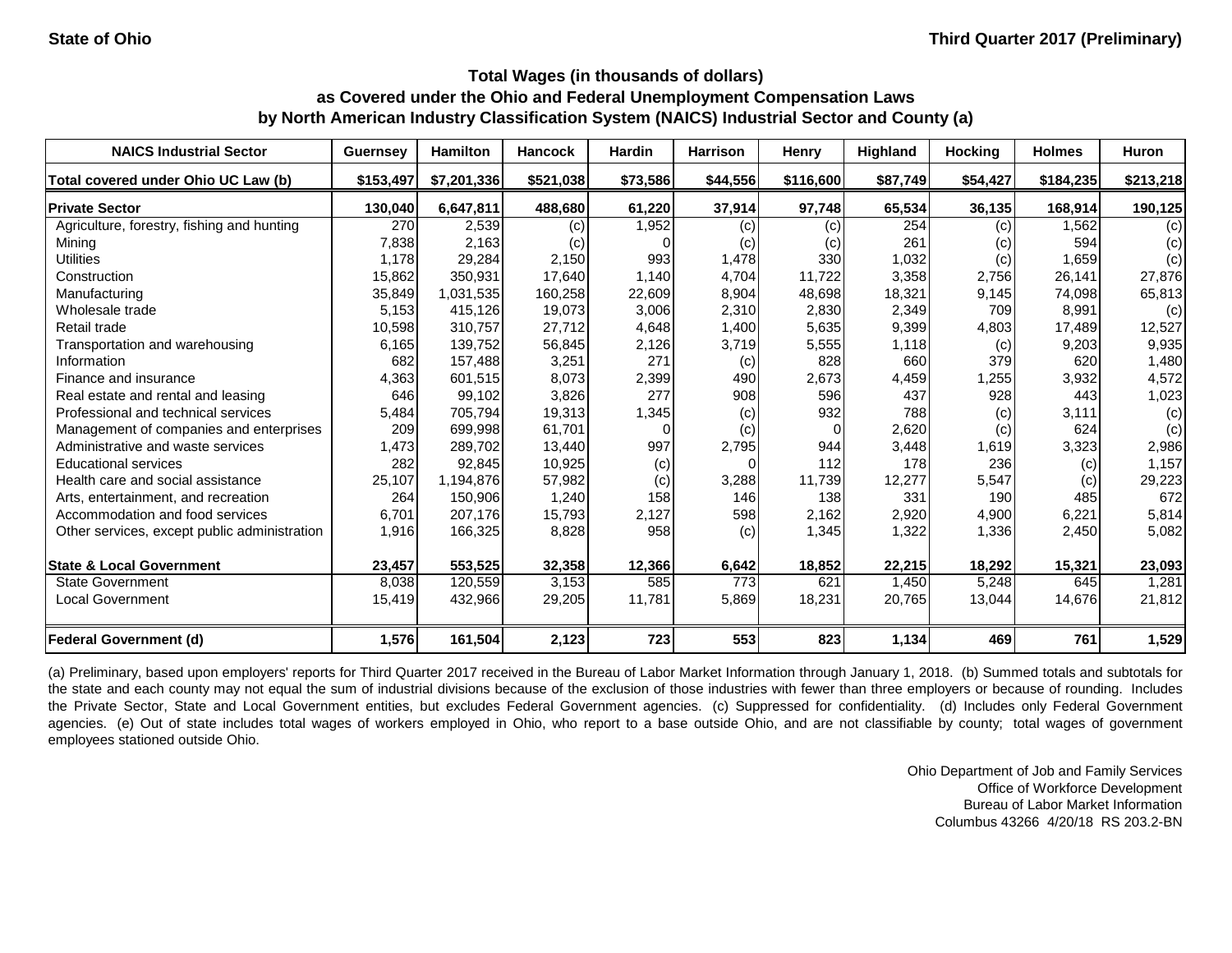State of Ohio

Third Quarter 2017 (Preliminary)

**Total Wages (in thousands of dollars)
as Covered under the Ohio and Federal Unemployment Compensation Laws
by North American Industry Classification System (NAICS) Industrial Sector and County (a)**

| NAICS Industrial Sector | Guernsey | Hamilton | Hancock | Hardin | Harrison | Henry | Highland | Hocking | Holmes | Huron |
|---|---|---|---|---|---|---|---|---|---|---|
| **Total covered under Ohio UC Law (b)** | **$153,497** | **$7,201,336** | **$521,038** | **$73,586** | **$44,556** | **$116,600** | **$87,749** | **$54,427** | **$184,235** | **$213,218** |
| **Private Sector** | **130,040** | **6,647,811** | **488,680** | **61,220** | **37,914** | **97,748** | **65,534** | **36,135** | **168,914** | **190,125** |
| Agriculture, forestry, fishing and hunting | 270 | 2,539 | (c) | 1,952 | (c) | (c) | 254 | (c) | 1,562 | (c) |
| Mining | 7,838 | 2,163 | (c) | 0 | (c) | (c) | 261 | (c) | 594 | (c) |
| Utilities | 1,178 | 29,284 | 2,150 | 993 | 1,478 | 330 | 1,032 | (c) | 1,659 | (c) |
| Construction | 15,862 | 350,931 | 17,640 | 1,140 | 4,704 | 11,722 | 3,358 | 2,756 | 26,141 | 27,876 |
| Manufacturing | 35,849 | 1,031,535 | 160,258 | 22,609 | 8,904 | 48,698 | 18,321 | 9,145 | 74,098 | 65,813 |
| Wholesale trade | 5,153 | 415,126 | 19,073 | 3,006 | 2,310 | 2,830 | 2,349 | 709 | 8,991 | (c) |
| Retail trade | 10,598 | 310,757 | 27,712 | 4,648 | 1,400 | 5,635 | 9,399 | 4,803 | 17,489 | 12,527 |
| Transportation and warehousing | 6,165 | 139,752 | 56,845 | 2,126 | 3,719 | 5,555 | 1,118 | (c) | 9,203 | 9,935 |
| Information | 682 | 157,488 | 3,251 | 271 | (c) | 828 | 660 | 379 | 620 | 1,480 |
| Finance and insurance | 4,363 | 601,515 | 8,073 | 2,399 | 490 | 2,673 | 4,459 | 1,255 | 3,932 | 4,572 |
| Real estate and rental and leasing | 646 | 99,102 | 3,826 | 277 | 908 | 596 | 437 | 928 | 443 | 1,023 |
| Professional and technical services | 5,484 | 705,794 | 19,313 | 1,345 | (c) | 932 | 788 | (c) | 3,111 | (c) |
| Management of companies and enterprises | 209 | 699,998 | 61,701 | 0 | (c) | 0 | 2,620 | (c) | 624 | (c) |
| Administrative and waste services | 1,473 | 289,702 | 13,440 | 997 | 2,795 | 944 | 3,448 | 1,619 | 3,323 | 2,986 |
| Educational services | 282 | 92,845 | 10,925 | (c) | 0 | 112 | 178 | 236 | (c) | 1,157 |
| Health care and social assistance | 25,107 | 1,194,876 | 57,982 | (c) | 3,288 | 11,739 | 12,277 | 5,547 | (c) | 29,223 |
| Arts, entertainment, and recreation | 264 | 150,906 | 1,240 | 158 | 146 | 138 | 331 | 190 | 485 | 672 |
| Accommodation and food services | 6,701 | 207,176 | 15,793 | 2,127 | 598 | 2,162 | 2,920 | 4,900 | 6,221 | 5,814 |
| Other services, except public administration | 1,916 | 166,325 | 8,828 | 958 | (c) | 1,345 | 1,322 | 1,336 | 2,450 | 5,082 |
| **State & Local Government** | **23,457** | **553,525** | **32,358** | **12,366** | **6,642** | **18,852** | **22,215** | **18,292** | **15,321** | **23,093** |
| State Government | 8,038 | 120,559 | 3,153 | 585 | 773 | 621 | 1,450 | 5,248 | 645 | 1,281 |
| Local Government | 15,419 | 432,966 | 29,205 | 11,781 | 5,869 | 18,231 | 20,765 | 13,044 | 14,676 | 21,812 |
| **Federal Government (d)** | **1,576** | **161,504** | **2,123** | **723** | **553** | **823** | **1,134** | **469** | **761** | **1,529** |

(a) Preliminary, based upon employers' reports for Third Quarter 2017 received in the Bureau of Labor Market Information through January 1, 2018. (b) Summed totals and subtotals for the state and each county may not equal the sum of industrial divisions because of the exclusion of those industries with fewer than three employers or because of rounding. Includes the Private Sector, State and Local Government entities, but excludes Federal Government agencies. (c) Suppressed for confidentiality. (d) Includes only Federal Government agencies. (e) Out of state includes total wages of workers employed in Ohio, who report to a base outside Ohio, and are not classifiable by county; total wages of government employees stationed outside Ohio.

Ohio Department of Job and Family Services
Office of Workforce Development
Bureau of Labor Market Information
Columbus 43266 4/20/18 RS 203.2-BN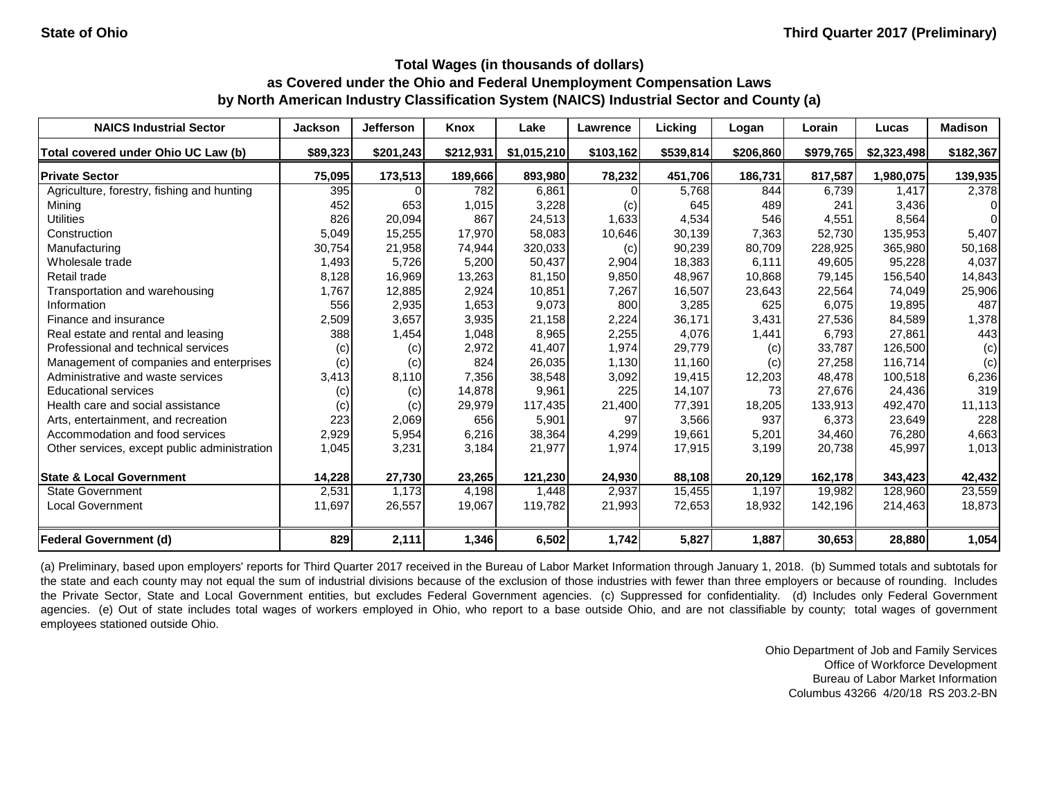State of Ohio

Third Quarter 2017 (Preliminary)

## Total Wages (in thousands of dollars) as Covered under the Ohio and Federal Unemployment Compensation Laws by North American Industry Classification System (NAICS) Industrial Sector and County (a)

| NAICS Industrial Sector | Jackson | Jefferson | Knox | Lake | Lawrence | Licking | Logan | Lorain | Lucas | Madison |
|---|---|---|---|---|---|---|---|---|---|---|
| Total covered under Ohio UC Law (b) | $89,323 | $201,243 | $212,931 | $1,015,210 | $103,162 | $539,814 | $206,860 | $979,765 | $2,323,498 | $182,367 |
| **Private Sector** | **75,095** | **173,513** | **189,666** | **893,980** | **78,232** | **451,706** | **186,731** | **817,587** | **1,980,075** | **139,935** |
| Agriculture, forestry, fishing and hunting | 395 | 0 | 782 | 6,861 | 0 | 5,768 | 844 | 6,739 | 1,417 | 2,378 |
| Mining | 452 | 653 | 1,015 | 3,228 | (c) | 645 | 489 | 241 | 3,436 | 0 |
| Utilities | 826 | 20,094 | 867 | 24,513 | 1,633 | 4,534 | 546 | 4,551 | 8,564 | 0 |
| Construction | 5,049 | 15,255 | 17,970 | 58,083 | 10,646 | 30,139 | 7,363 | 52,730 | 135,953 | 5,407 |
| Manufacturing | 30,754 | 21,958 | 74,944 | 320,033 | (c) | 90,239 | 80,709 | 228,925 | 365,980 | 50,168 |
| Wholesale trade | 1,493 | 5,726 | 5,200 | 50,437 | 2,904 | 18,383 | 6,111 | 49,605 | 95,228 | 4,037 |
| Retail trade | 8,128 | 16,969 | 13,263 | 81,150 | 9,850 | 48,967 | 10,868 | 79,145 | 156,540 | 14,843 |
| Transportation and warehousing | 1,767 | 12,885 | 2,924 | 10,851 | 7,267 | 16,507 | 23,643 | 22,564 | 74,049 | 25,906 |
| Information | 556 | 2,935 | 1,653 | 9,073 | 800 | 3,285 | 625 | 6,075 | 19,895 | 487 |
| Finance and insurance | 2,509 | 3,657 | 3,935 | 21,158 | 2,224 | 36,171 | 3,431 | 27,536 | 84,589 | 1,378 |
| Real estate and rental and leasing | 388 | 1,454 | 1,048 | 8,965 | 2,255 | 4,076 | 1,441 | 6,793 | 27,861 | 443 |
| Professional and technical services | (c) | (c) | 2,972 | 41,407 | 1,974 | 29,779 | (c) | 33,787 | 126,500 | (c) |
| Management of companies and enterprises | (c) | (c) | 824 | 26,035 | 1,130 | 11,160 | (c) | 27,258 | 116,714 | (c) |
| Administrative and waste services | 3,413 | 8,110 | 7,356 | 38,548 | 3,092 | 19,415 | 12,203 | 48,478 | 100,518 | 6,236 |
| Educational services | (c) | (c) | 14,878 | 9,961 | 225 | 14,107 | 73 | 27,676 | 24,436 | 319 |
| Health care and social assistance | (c) | (c) | 29,979 | 117,435 | 21,400 | 77,391 | 18,205 | 133,913 | 492,470 | 11,113 |
| Arts, entertainment, and recreation | 223 | 2,069 | 656 | 5,901 | 97 | 3,566 | 937 | 6,373 | 23,649 | 228 |
| Accommodation and food services | 2,929 | 5,954 | 6,216 | 38,364 | 4,299 | 19,661 | 5,201 | 34,460 | 76,280 | 4,663 |
| Other services, except public administration | 1,045 | 3,231 | 3,184 | 21,977 | 1,974 | 17,915 | 3,199 | 20,738 | 45,997 | 1,013 |
| **State & Local Government** | **14,228** | **27,730** | **23,265** | **121,230** | **24,930** | **88,108** | **20,129** | **162,178** | **343,423** | **42,432** |
| State Government | 2,531 | 1,173 | 4,198 | 1,448 | 2,937 | 15,455 | 1,197 | 19,982 | 128,960 | 23,559 |
| Local Government | 11,697 | 26,557 | 19,067 | 119,782 | 21,993 | 72,653 | 18,932 | 142,196 | 214,463 | 18,873 |
| **Federal Government (d)** | **829** | **2,111** | **1,346** | **6,502** | **1,742** | **5,827** | **1,887** | **30,653** | **28,880** | **1,054** |

(a) Preliminary, based upon employers' reports for Third Quarter 2017 received in the Bureau of Labor Market Information through January 1, 2018. (b) Summed totals and subtotals for the state and each county may not equal the sum of industrial divisions because of the exclusion of those industries with fewer than three employers or because of rounding. Includes the Private Sector, State and Local Government entities, but excludes Federal Government agencies. (c) Suppressed for confidentiality. (d) Includes only Federal Government agencies. (e) Out of state includes total wages of workers employed in Ohio, who report to a base outside Ohio, and are not classifiable by county; total wages of government employees stationed outside Ohio.

Ohio Department of Job and Family Services
Office of Workforce Development
Bureau of Labor Market Information
Columbus 43266 4/20/18 RS 203.2-BN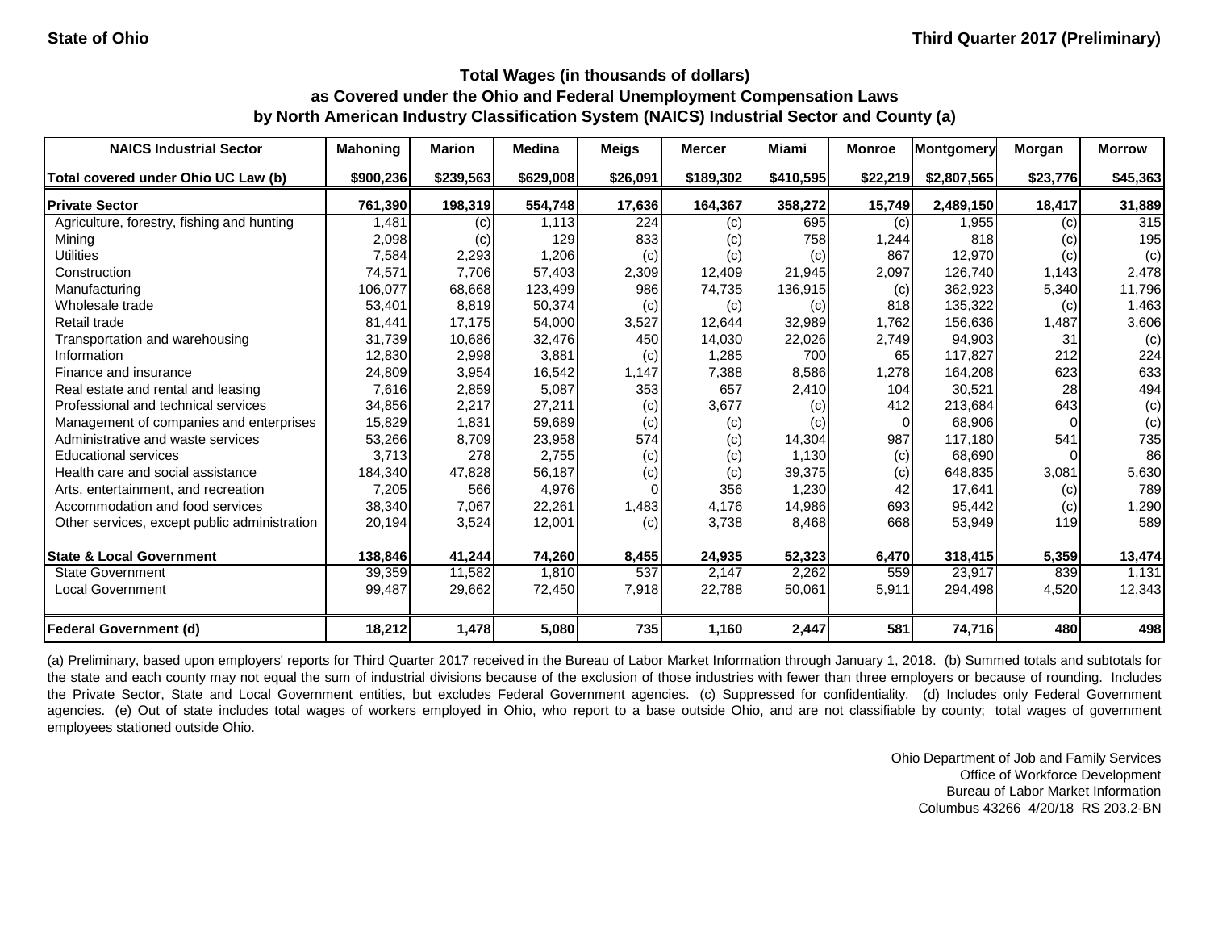**State of Ohio** | **Third Quarter 2017 (Preliminary)**

## Total Wages (in thousands of dollars) as Covered under the Ohio and Federal Unemployment Compensation Laws by North American Industry Classification System (NAICS) Industrial Sector and County (a)

| NAICS Industrial Sector | Mahoning | Marion | Medina | Meigs | Mercer | Miami | Monroe | Montgomery | Morgan | Morrow |
|---|---|---|---|---|---|---|---|---|---|---|
| Total covered under Ohio UC Law (b) | $900,236 | $239,563 | $629,008 | $26,091 | $189,302 | $410,595 | $22,219 | $2,807,565 | $23,776 | $45,363 |
| **Private Sector** | 761,390 | 198,319 | 554,748 | 17,636 | 164,367 | 358,272 | 15,749 | 2,489,150 | 18,417 | 31,889 |
| Agriculture, forestry, fishing and hunting | 1,481 | (c) | 1,113 | 224 | (c) | 695 | (c) | 1,955 | (c) | 315 |
| Mining | 2,098 | (c) | 129 | 833 | (c) | 758 | 1,244 | 818 | (c) | 195 |
| Utilities | 7,584 | 2,293 | 1,206 | (c) | (c) | (c) | 867 | 12,970 | (c) | (c) |
| Construction | 74,571 | 7,706 | 57,403 | 2,309 | 12,409 | 21,945 | 2,097 | 126,740 | 1,143 | 2,478 |
| Manufacturing | 106,077 | 68,668 | 123,499 | 986 | 74,735 | 136,915 | (c) | 362,923 | 5,340 | 11,796 |
| Wholesale trade | 53,401 | 8,819 | 50,374 | (c) | (c) | (c) | 818 | 135,322 | (c) | 1,463 |
| Retail trade | 81,441 | 17,175 | 54,000 | 3,527 | 12,644 | 32,989 | 1,762 | 156,636 | 1,487 | 3,606 |
| Transportation and warehousing | 31,739 | 10,686 | 32,476 | 450 | 14,030 | 22,026 | 2,749 | 94,903 | 31 | (c) |
| Information | 12,830 | 2,998 | 3,881 | (c) | 1,285 | 700 | 65 | 117,827 | 212 | 224 |
| Finance and insurance | 24,809 | 3,954 | 16,542 | 1,147 | 7,388 | 8,586 | 1,278 | 164,208 | 623 | 633 |
| Real estate and rental and leasing | 7,616 | 2,859 | 5,087 | 353 | 657 | 2,410 | 104 | 30,521 | 28 | 494 |
| Professional and technical services | 34,856 | 2,217 | 27,211 | (c) | 3,677 | (c) | 412 | 213,684 | 643 | (c) |
| Management of companies and enterprises | 15,829 | 1,831 | 59,689 | (c) | (c) | (c) | 0 | 68,906 | 0 | (c) |
| Administrative and waste services | 53,266 | 8,709 | 23,958 | 574 | (c) | 14,304 | 987 | 117,180 | 541 | 735 |
| Educational services | 3,713 | 278 | 2,755 | (c) | (c) | 1,130 | (c) | 68,690 | 0 | 86 |
| Health care and social assistance | 184,340 | 47,828 | 56,187 | (c) | (c) | 39,375 | (c) | 648,835 | 3,081 | 5,630 |
| Arts, entertainment, and recreation | 7,205 | 566 | 4,976 | 0 | 356 | 1,230 | 42 | 17,641 | (c) | 789 |
| Accommodation and food services | 38,340 | 7,067 | 22,261 | 1,483 | 4,176 | 14,986 | 693 | 95,442 | (c) | 1,290 |
| Other services, except public administration | 20,194 | 3,524 | 12,001 | (c) | 3,738 | 8,468 | 668 | 53,949 | 119 | 589 |
| **State & Local Government** | 138,846 | 41,244 | 74,260 | 8,455 | 24,935 | 52,323 | 6,470 | 318,415 | 5,359 | 13,474 |
| State Government | 39,359 | 11,582 | 1,810 | 537 | 2,147 | 2,262 | 559 | 23,917 | 839 | 1,131 |
| Local Government | 99,487 | 29,662 | 72,450 | 7,918 | 22,788 | 50,061 | 5,911 | 294,498 | 4,520 | 12,343 |
| **Federal Government (d)** | 18,212 | 1,478 | 5,080 | 735 | 1,160 | 2,447 | 581 | 74,716 | 480 | 498 |

(a) Preliminary, based upon employers' reports for Third Quarter 2017 received in the Bureau of Labor Market Information through January 1, 2018. (b) Summed totals and subtotals for the state and each county may not equal the sum of industrial divisions because of the exclusion of those industries with fewer than three employers or because of rounding. Includes the Private Sector, State and Local Government entities, but excludes Federal Government agencies. (c) Suppressed for confidentiality. (d) Includes only Federal Government agencies. (e) Out of state includes total wages of workers employed in Ohio, who report to a base outside Ohio, and are not classifiable by county; total wages of government employees stationed outside Ohio.

Ohio Department of Job and Family Services
Office of Workforce Development
Bureau of Labor Market Information
Columbus 43266 4/20/18 RS 203.2-BN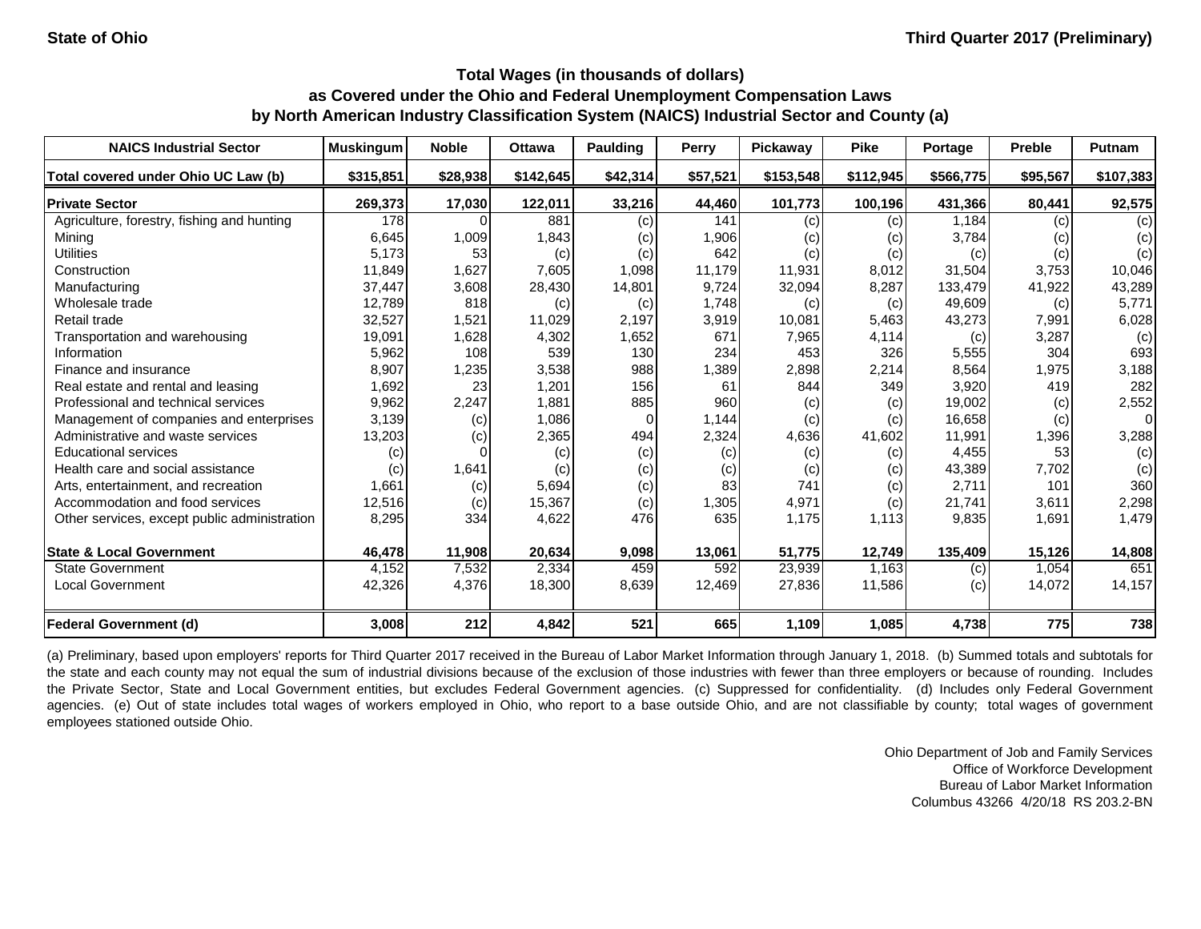State of Ohio | Third Quarter 2017 (Preliminary)

## Total Wages (in thousands of dollars)
## as Covered under the Ohio and Federal Unemployment Compensation Laws
## by North American Industry Classification System (NAICS) Industrial Sector and County (a)

| NAICS Industrial Sector | Muskingum | Noble | Ottawa | Paulding | Perry | Pickaway | Pike | Portage | Preble | Putnam |
|---|---|---|---|---|---|---|---|---|---|---|
| **Total covered under Ohio UC Law (b)** | **$315,851** | **$28,938** | **$142,645** | **$42,314** | **$57,521** | **$153,548** | **$112,945** | **$566,775** | **$95,567** | **$107,383** |
| **Private Sector** | **269,373** | **17,030** | **122,011** | **33,216** | **44,460** | **101,773** | **100,196** | **431,366** | **80,441** | **92,575** |
| Agriculture, forestry, fishing and hunting | 178 | 0 | 881 | (c) | 141 | (c) | (c) | 1,184 | (c) | (c) |
| Mining | 6,645 | 1,009 | 1,843 | (c) | 1,906 | (c) | (c) | 3,784 | (c) | (c) |
| Utilities | 5,173 | 53 | (c) | (c) | 642 | (c) | (c) | (c) | (c) | (c) |
| Construction | 11,849 | 1,627 | 7,605 | 1,098 | 11,179 | 11,931 | 8,012 | 31,504 | 3,753 | 10,046 |
| Manufacturing | 37,447 | 3,608 | 28,430 | 14,801 | 9,724 | 32,094 | 8,287 | 133,479 | 41,922 | 43,289 |
| Wholesale trade | 12,789 | 818 | (c) | (c) | 1,748 | (c) | (c) | 49,609 | (c) | 5,771 |
| Retail trade | 32,527 | 1,521 | 11,029 | 2,197 | 3,919 | 10,081 | 5,463 | 43,273 | 7,991 | 6,028 |
| Transportation and warehousing | 19,091 | 1,628 | 4,302 | 1,652 | 671 | 7,965 | 4,114 | (c) | 3,287 | (c) |
| Information | 5,962 | 108 | 539 | 130 | 234 | 453 | 326 | 5,555 | 304 | 693 |
| Finance and insurance | 8,907 | 1,235 | 3,538 | 988 | 1,389 | 2,898 | 2,214 | 8,564 | 1,975 | 3,188 |
| Real estate and rental and leasing | 1,692 | 23 | 1,201 | 156 | 61 | 844 | 349 | 3,920 | 419 | 282 |
| Professional and technical services | 9,962 | 2,247 | 1,881 | 885 | 960 | (c) | (c) | 19,002 | (c) | 2,552 |
| Management of companies and enterprises | 3,139 | (c) | 1,086 | 0 | 1,144 | (c) | (c) | 16,658 | (c) | 0 |
| Administrative and waste services | 13,203 | (c) | 2,365 | 494 | 2,324 | 4,636 | 41,602 | 11,991 | 1,396 | 3,288 |
| Educational services | (c) | 0 | (c) | (c) | (c) | (c) | (c) | 4,455 | 53 | (c) |
| Health care and social assistance | (c) | 1,641 | (c) | (c) | (c) | (c) | (c) | 43,389 | 7,702 | (c) |
| Arts, entertainment, and recreation | 1,661 | (c) | 5,694 | (c) | 83 | 741 | (c) | 2,711 | 101 | 360 |
| Accommodation and food services | 12,516 | (c) | 15,367 | (c) | 1,305 | 4,971 | (c) | 21,741 | 3,611 | 2,298 |
| Other services, except public administration | 8,295 | 334 | 4,622 | 476 | 635 | 1,175 | 1,113 | 9,835 | 1,691 | 1,479 |
| **State & Local Government** | **46,478** | **11,908** | **20,634** | **9,098** | **13,061** | **51,775** | **12,749** | **135,409** | **15,126** | **14,808** |
| State Government | 4,152 | 7,532 | 2,334 | 459 | 592 | 23,939 | 1,163 | (c) | 1,054 | 651 |
| Local Government | 42,326 | 4,376 | 18,300 | 8,639 | 12,469 | 27,836 | 11,586 | (c) | 14,072 | 14,157 |
| **Federal Government (d)** | **3,008** | **212** | **4,842** | **521** | **665** | **1,109** | **1,085** | **4,738** | **775** | **738** |

(a) Preliminary, based upon employers' reports for Third Quarter 2017 received in the Bureau of Labor Market Information through January 1, 2018. (b) Summed totals and subtotals for the state and each county may not equal the sum of industrial divisions because of the exclusion of those industries with fewer than three employers or because of rounding. Includes the Private Sector, State and Local Government entities, but excludes Federal Government agencies. (c) Suppressed for confidentiality. (d) Includes only Federal Government agencies. (e) Out of state includes total wages of workers employed in Ohio, who report to a base outside Ohio, and are not classifiable by county; total wages of government employees stationed outside Ohio.

Ohio Department of Job and Family Services
Office of Workforce Development
Bureau of Labor Market Information
Columbus 43266 4/20/18 RS 203.2-BN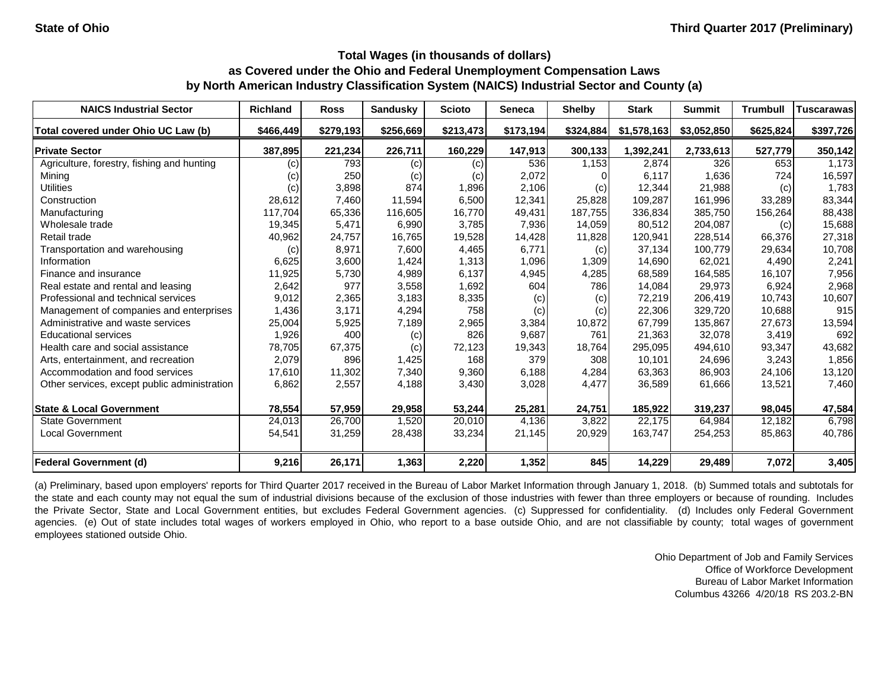State of Ohio Third Quarter 2017 (Preliminary)

## Total Wages (in thousands of dollars) as Covered under the Ohio and Federal Unemployment Compensation Laws by North American Industry Classification System (NAICS) Industrial Sector and County (a)

| NAICS Industrial Sector | Richland | Ross | Sandusky | Scioto | Seneca | Shelby | Stark | Summit | Trumbull | Tuscarawas |
|---|---|---|---|---|---|---|---|---|---|---|
| Total covered under Ohio UC Law (b) | $466,449 | $279,193 | $256,669 | $213,473 | $173,194 | $324,884 | $1,578,163 | $3,052,850 | $625,824 | $397,726 |
| **Private Sector** | **387,895** | **221,234** | **226,711** | **160,229** | **147,913** | **300,133** | **1,392,241** | **2,733,613** | **527,779** | **350,142** |
| Agriculture, forestry, fishing and hunting | (c) | 793 | (c) | (c) | 536 | 1,153 | 2,874 | 326 | 653 | 1,173 |
| Mining | (c) | 250 | (c) | (c) | 2,072 | 0 | 6,117 | 1,636 | 724 | 16,597 |
| Utilities | (c) | 3,898 | 874 | 1,896 | 2,106 | (c) | 12,344 | 21,988 | (c) | 1,783 |
| Construction | 28,612 | 7,460 | 11,594 | 6,500 | 12,341 | 25,828 | 109,287 | 161,996 | 33,289 | 83,344 |
| Manufacturing | 117,704 | 65,336 | 116,605 | 16,770 | 49,431 | 187,755 | 336,834 | 385,750 | 156,264 | 88,438 |
| Wholesale trade | 19,345 | 5,471 | 6,990 | 3,785 | 7,936 | 14,059 | 80,512 | 204,087 | (c) | 15,688 |
| Retail trade | 40,962 | 24,757 | 16,765 | 19,528 | 14,428 | 11,828 | 120,941 | 228,514 | 66,376 | 27,318 |
| Transportation and warehousing | (c) | 8,971 | 7,600 | 4,465 | 6,771 | (c) | 37,134 | 100,779 | 29,634 | 10,708 |
| Information | 6,625 | 3,600 | 1,424 | 1,313 | 1,096 | 1,309 | 14,690 | 62,021 | 4,490 | 2,241 |
| Finance and insurance | 11,925 | 5,730 | 4,989 | 6,137 | 4,945 | 4,285 | 68,589 | 164,585 | 16,107 | 7,956 |
| Real estate and rental and leasing | 2,642 | 977 | 3,558 | 1,692 | 604 | 786 | 14,084 | 29,973 | 6,924 | 2,968 |
| Professional and technical services | 9,012 | 2,365 | 3,183 | 8,335 | (c) | (c) | 72,219 | 206,419 | 10,743 | 10,607 |
| Management of companies and enterprises | 1,436 | 3,171 | 4,294 | 758 | (c) | (c) | 22,306 | 329,720 | 10,688 | 915 |
| Administrative and waste services | 25,004 | 5,925 | 7,189 | 2,965 | 3,384 | 10,872 | 67,799 | 135,867 | 27,673 | 13,594 |
| Educational services | 1,926 | 400 | (c) | 826 | 9,687 | 761 | 21,363 | 32,078 | 3,419 | 692 |
| Health care and social assistance | 78,705 | 67,375 | (c) | 72,123 | 19,343 | 18,764 | 295,095 | 494,610 | 93,347 | 43,682 |
| Arts, entertainment, and recreation | 2,079 | 896 | 1,425 | 168 | 379 | 308 | 10,101 | 24,696 | 3,243 | 1,856 |
| Accommodation and food services | 17,610 | 11,302 | 7,340 | 9,360 | 6,188 | 4,284 | 63,363 | 86,903 | 24,106 | 13,120 |
| Other services, except public administration | 6,862 | 2,557 | 4,188 | 3,430 | 3,028 | 4,477 | 36,589 | 61,666 | 13,521 | 7,460 |
| **State & Local Government** | **78,554** | **57,959** | **29,958** | **53,244** | **25,281** | **24,751** | **185,922** | **319,237** | **98,045** | **47,584** |
| State Government | 24,013 | 26,700 | 1,520 | 20,010 | 4,136 | 3,822 | 22,175 | 64,984 | 12,182 | 6,798 |
| Local Government | 54,541 | 31,259 | 28,438 | 33,234 | 21,145 | 20,929 | 163,747 | 254,253 | 85,863 | 40,786 |
| **Federal Government (d)** | **9,216** | **26,171** | **1,363** | **2,220** | **1,352** | **845** | **14,229** | **29,489** | **7,072** | **3,405** |

(a) Preliminary, based upon employers' reports for Third Quarter 2017 received in the Bureau of Labor Market Information through January 1, 2018. (b) Summed totals and subtotals for the state and each county may not equal the sum of industrial divisions because of the exclusion of those industries with fewer than three employers or because of rounding. Includes the Private Sector, State and Local Government entities, but excludes Federal Government agencies. (c) Suppressed for confidentiality. (d) Includes only Federal Government agencies. (e) Out of state includes total wages of workers employed in Ohio, who report to a base outside Ohio, and are not classifiable by county; total wages of government employees stationed outside Ohio.

Ohio Department of Job and Family Services
Office of Workforce Development
Bureau of Labor Market Information
Columbus 43266 4/20/18 RS 203.2-BN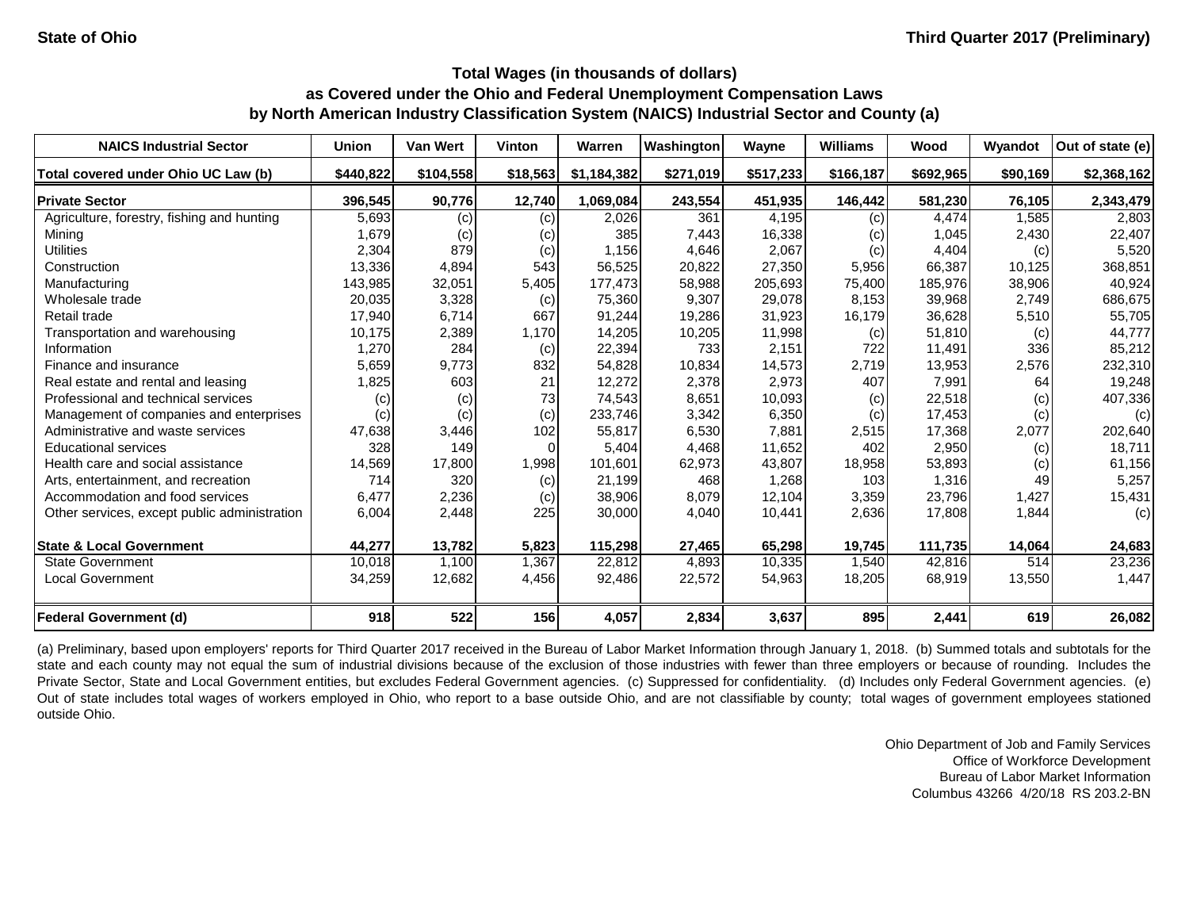**State of Ohio** **Third Quarter 2017 (Preliminary)**

### Total Wages (in thousands of dollars) as Covered under the Ohio and Federal Unemployment Compensation Laws by North American Industry Classification System (NAICS) Industrial Sector and County (a)

| NAICS Industrial Sector | Union | Van Wert | Vinton | Warren | Washington | Wayne | Williams | Wood | Wyandot | Out of state (e) |
|---|---|---|---|---|---|---|---|---|---|---|
| **Total covered under Ohio UC Law (b)** | **$440,822** | **$104,558** | **$18,563** | **$1,184,382** | **$271,019** | **$517,233** | **$166,187** | **$692,965** | **$90,169** | **$2,368,162** |
| **Private Sector** | **396,545** | **90,776** | **12,740** | **1,069,084** | **243,554** | **451,935** | **146,442** | **581,230** | **76,105** | **2,343,479** |
| Agriculture, forestry, fishing and hunting | 5,693 | (c) | (c) | 2,026 | 361 | 4,195 | (c) | 4,474 | 1,585 | 2,803 |
| Mining | 1,679 | (c) | (c) | 385 | 7,443 | 16,338 | (c) | 1,045 | 2,430 | 22,407 |
| Utilities | 2,304 | 879 | (c) | 1,156 | 4,646 | 2,067 | (c) | 4,404 | (c) | 5,520 |
| Construction | 13,336 | 4,894 | 543 | 56,525 | 20,822 | 27,350 | 5,956 | 66,387 | 10,125 | 368,851 |
| Manufacturing | 143,985 | 32,051 | 5,405 | 177,473 | 58,988 | 205,693 | 75,400 | 185,976 | 38,906 | 40,924 |
| Wholesale trade | 20,035 | 3,328 | (c) | 75,360 | 9,307 | 29,078 | 8,153 | 39,968 | 2,749 | 686,675 |
| Retail trade | 17,940 | 6,714 | 667 | 91,244 | 19,286 | 31,923 | 16,179 | 36,628 | 5,510 | 55,705 |
| Transportation and warehousing | 10,175 | 2,389 | 1,170 | 14,205 | 10,205 | 11,998 | (c) | 51,810 | (c) | 44,777 |
| Information | 1,270 | 284 | (c) | 22,394 | 733 | 2,151 | 722 | 11,491 | 336 | 85,212 |
| Finance and insurance | 5,659 | 9,773 | 832 | 54,828 | 10,834 | 14,573 | 2,719 | 13,953 | 2,576 | 232,310 |
| Real estate and rental and leasing | 1,825 | 603 | 21 | 12,272 | 2,378 | 2,973 | 407 | 7,991 | 64 | 19,248 |
| Professional and technical services | (c) | (c) | 73 | 74,543 | 8,651 | 10,093 | (c) | 22,518 | (c) | 407,336 |
| Management of companies and enterprises | (c) | (c) | (c) | 233,746 | 3,342 | 6,350 | (c) | 17,453 | (c) | (c) |
| Administrative and waste services | 47,638 | 3,446 | 102 | 55,817 | 6,530 | 7,881 | 2,515 | 17,368 | 2,077 | 202,640 |
| Educational services | 328 | 149 | 0 | 5,404 | 4,468 | 11,652 | 402 | 2,950 | (c) | 18,711 |
| Health care and social assistance | 14,569 | 17,800 | 1,998 | 101,601 | 62,973 | 43,807 | 18,958 | 53,893 | (c) | 61,156 |
| Arts, entertainment, and recreation | 714 | 320 | (c) | 21,199 | 468 | 1,268 | 103 | 1,316 | 49 | 5,257 |
| Accommodation and food services | 6,477 | 2,236 | (c) | 38,906 | 8,079 | 12,104 | 3,359 | 23,796 | 1,427 | 15,431 |
| Other services, except public administration | 6,004 | 2,448 | 225 | 30,000 | 4,040 | 10,441 | 2,636 | 17,808 | 1,844 | (c) |
| **State & Local Government** | **44,277** | **13,782** | **5,823** | **115,298** | **27,465** | **65,298** | **19,745** | **111,735** | **14,064** | **24,683** |
| State Government | 10,018 | 1,100 | 1,367 | 22,812 | 4,893 | 10,335 | 1,540 | 42,816 | 514 | 23,236 |
| Local Government | 34,259 | 12,682 | 4,456 | 92,486 | 22,572 | 54,963 | 18,205 | 68,919 | 13,550 | 1,447 |
| **Federal Government (d)** | **918** | **522** | **156** | **4,057** | **2,834** | **3,637** | **895** | **2,441** | **619** | **26,082** |

(a) Preliminary, based upon employers' reports for Third Quarter 2017 received in the Bureau of Labor Market Information through January 1, 2018. (b) Summed totals and subtotals for the state and each county may not equal the sum of industrial divisions because of the exclusion of those industries with fewer than three employers or because of rounding. Includes the Private Sector, State and Local Government entities, but excludes Federal Government agencies. (c) Suppressed for confidentiality. (d) Includes only Federal Government agencies. (e) Out of state includes total wages of workers employed in Ohio, who report to a base outside Ohio, and are not classifiable by county; total wages of government employees stationed outside Ohio.

Ohio Department of Job and Family Services
Office of Workforce Development
Bureau of Labor Market Information
Columbus 43266 4/20/18 RS 203.2-BN